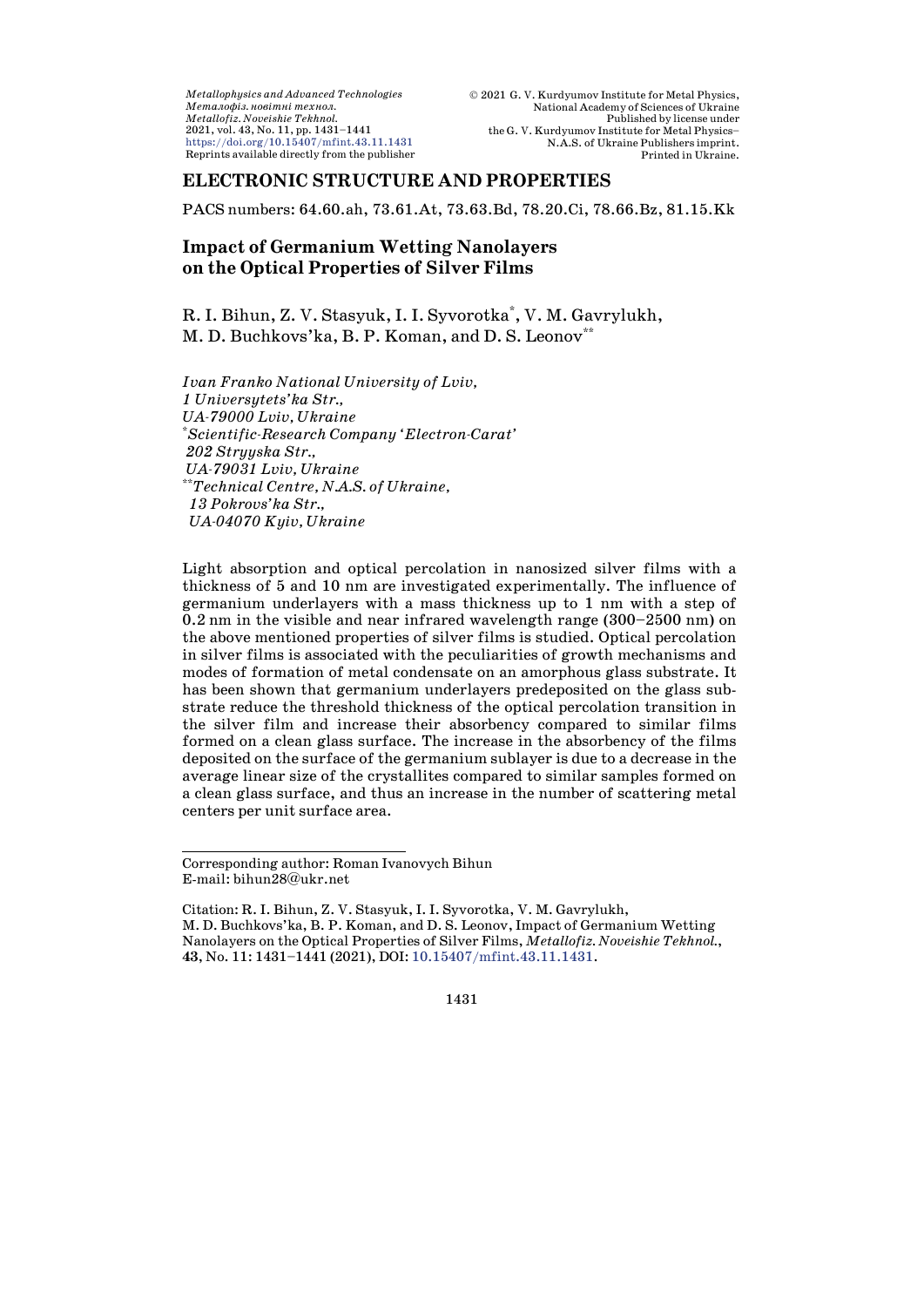## ELECTRONIC STRUCTURE AND PROPERTIES

PACS numbers: 64.60.ah, 73.61.At, 73.63.Bd, 78.20.Ci, 78.66.Bz, 81.15.Kk

# Impact of Germanium Wetting Nanolayers on the Optical Properties of Silver Films

R. I. Bihun, Z. V. Stasyuk, I. I. Syvorotka[*], V. M. Gavrylukh, M. D. Buchkovs'ka, B. P. Koman, and D. S. Leonov[**]

*Ivan Franko National University of Lviv,*
*1 Universytets'ka Str.,*
*UA-79000 Lviv, Ukraine*
[*]*Scientific-Research Company 'Electron-Carat'*
*202 Stryyska Str.,*
*UA-79031 Lviv, Ukraine*
[**]*Technical Centre, N.A.S. of Ukraine,*
*13 Pokrovs'ka Str.,*
*UA-04070 Kyiv, Ukraine*

Light absorption and optical percolation in nanosized silver films with a thickness of 5 and 10 nm are investigated experimentally. The influence of germanium underlayers with a mass thickness up to 1 nm with a step of 0.2 nm in the visible and near infrared wavelength range (300–2500 nm) on the above mentioned properties of silver films is studied. Optical percolation in silver films is associated with the peculiarities of growth mechanisms and modes of formation of metal condensate on an amorphous glass substrate. It has been shown that germanium underlayers predeposited on the glass substrate reduce the threshold thickness of the optical percolation transition in the silver film and increase their absorbency compared to similar films formed on a clean glass surface. The increase in the absorbency of the films deposited on the surface of the germanium sublayer is due to a decrease in the average linear size of the crystallites compared to similar samples formed on a clean glass surface, and thus an increase in the number of scattering metal centers per unit surface area.

---

Corresponding author: Roman Ivanovych Bihun
E-mail: bihun28@ukr.net

Citation: R. I. Bihun, Z. V. Stasyuk, I. I. Syvorotka, V. M. Gavrylukh, M. D. Buchkovs'ka, B. P. Koman, and D. S. Leonov, Impact of Germanium Wetting Nanolayers on the Optical Properties of Silver Films, *Metallofiz. Noveishie Tekhnol.*, **43**, No. 11: 1431–1441 (2021), DOI: 10.15407/mfint.43.11.1431.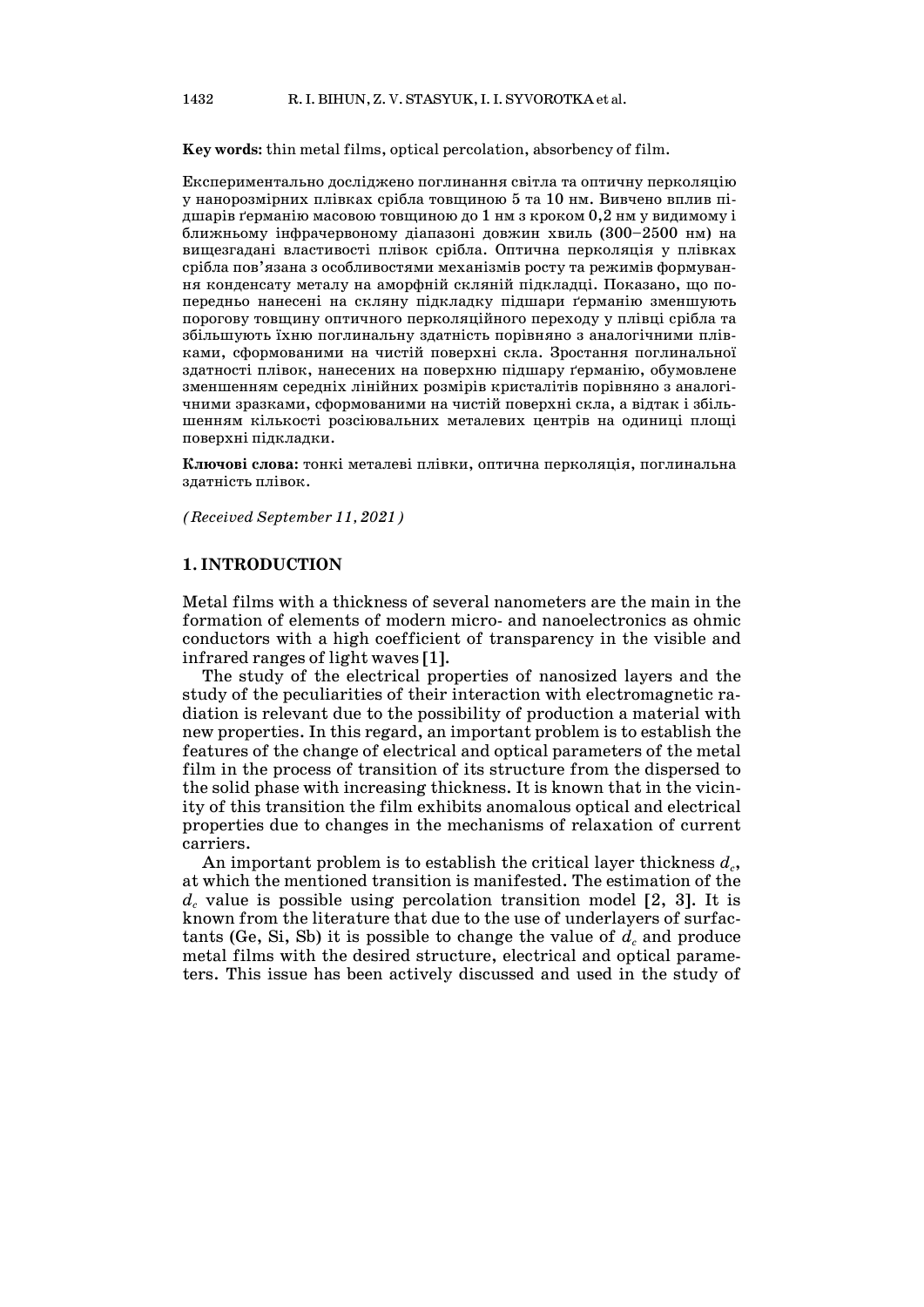**Key words:** thin metal films, optical percolation, absorbency of film.

Експериментально досліджено поглинання світла та оптичну перколяцію у нанорозмірних плівках срібла товщиною 5 та 10 нм. Вивчено вплив підшарів ґерманію масовою товщиною до 1 нм з кроком 0,2 нм у видимому і ближньому інфрачервоному діапазоні довжин хвиль (300–2500 нм) на вищезгадані властивості плівок срібла. Оптична перколяція у плівках срібла пов'язана з особливостями механізмів росту та режимів формування конденсату металу на аморфній скляній підкладці. Показано, що попередньо нанесені на скляну підкладку підшари ґерманію зменшують порогову товщину оптичного перколяційного переходу у плівці срібла та збільшують їхню поглинальну здатність порівняно з аналогічними плівками, сформованими на чистій поверхні скла. Зростання поглинальної здатності плівок, нанесених на поверхню підшару ґерманію, обумовлене зменшенням середніх лінійних розмірів кристалітів порівняно з аналогічними зразками, сформованими на чистій поверхні скла, а відтак і збільшенням кількості розсіювальних металевих центрів на одиниці площі поверхні підкладки.

**Ключові слова:** тонкі металеві плівки, оптична перколяція, поглинальна здатність плівок.

*(Received September 11, 2021)*

## 1. INTRODUCTION

Metal films with a thickness of several nanometers are the main in the formation of elements of modern micro- and nanoelectronics as ohmic conductors with a high coefficient of transparency in the visible and infrared ranges of light waves [1].

The study of the electrical properties of nanosized layers and the study of the peculiarities of their interaction with electromagnetic radiation is relevant due to the possibility of production a material with new properties. In this regard, an important problem is to establish the features of the change of electrical and optical parameters of the metal film in the process of transition of its structure from the dispersed to the solid phase with increasing thickness. It is known that in the vicinity of this transition the film exhibits anomalous optical and electrical properties due to changes in the mechanisms of relaxation of current carriers.

An important problem is to establish the critical layer thickness $d_c$, at which the mentioned transition is manifested. The estimation of the $d_c$ value is possible using percolation transition model [2, 3]. It is known from the literature that due to the use of underlayers of surfactants (Ge, Si, Sb) it is possible to change the value of $d_c$ and produce metal films with the desired structure, electrical and optical parameters. This issue has been actively discussed and used in the study of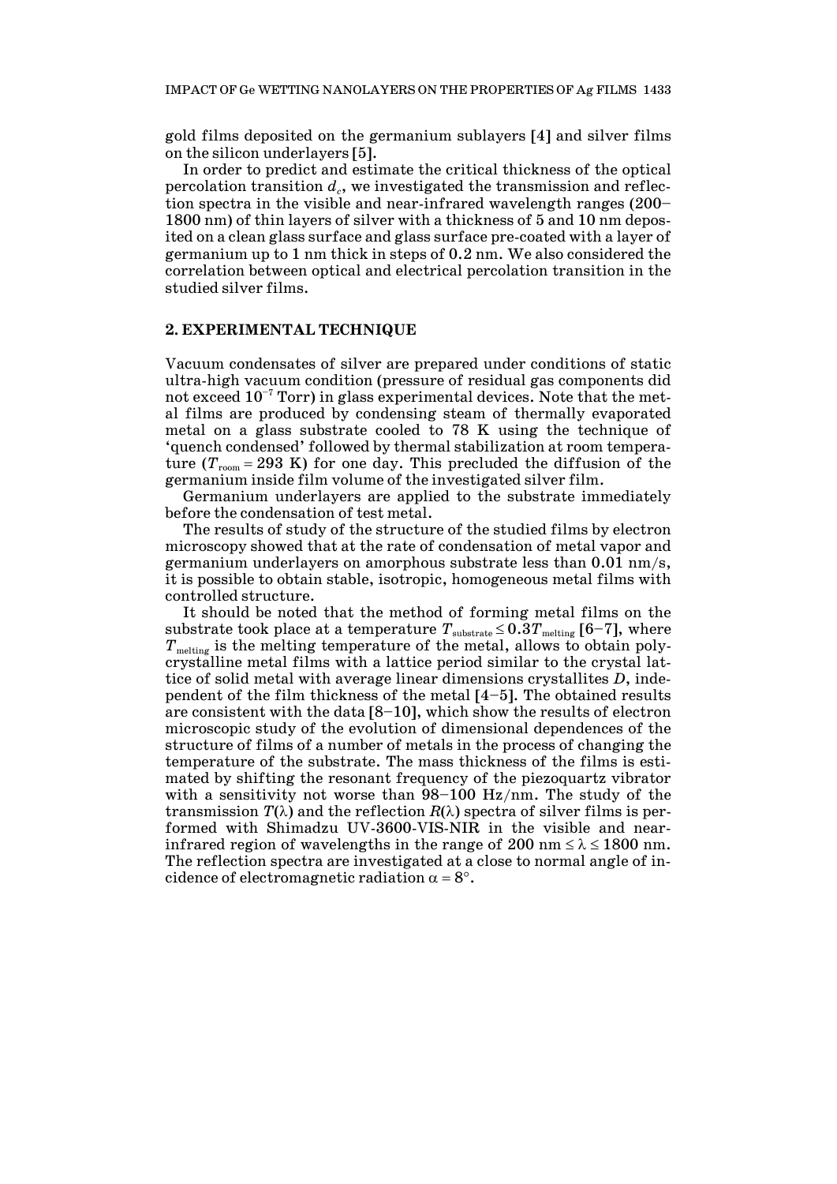gold films deposited on the germanium sublayers [4] and silver films on the silicon underlayers [5].

In order to predict and estimate the critical thickness of the optical percolation transition $d_c$, we investigated the transmission and reflection spectra in the visible and near-infrared wavelength ranges (200–1800 nm) of thin layers of silver with a thickness of 5 and 10 nm deposited on a clean glass surface and glass surface pre-coated with a layer of germanium up to 1 nm thick in steps of 0.2 nm. We also considered the correlation between optical and electrical percolation transition in the studied silver films.

## 2. EXPERIMENTAL TECHNIQUE

Vacuum condensates of silver are prepared under conditions of static ultra-high vacuum condition (pressure of residual gas components did not exceed $10^{-7}$ Torr) in glass experimental devices. Note that the metal films are produced by condensing steam of thermally evaporated metal on a glass substrate cooled to 78 K using the technique of 'quench condensed' followed by thermal stabilization at room temperature ($T_{room} = 293$ K) for one day. This precluded the diffusion of the germanium inside film volume of the investigated silver film.

Germanium underlayers are applied to the substrate immediately before the condensation of test metal.

The results of study of the structure of the studied films by electron microscopy showed that at the rate of condensation of metal vapor and germanium underlayers on amorphous substrate less than 0.01 nm/s, it is possible to obtain stable, isotropic, homogeneous metal films with controlled structure.

It should be noted that the method of forming metal films on the substrate took place at a temperature $T_{substrate} \leq 0.3T_{melting}$ [6–7], where $T_{melting}$ is the melting temperature of the metal, allows to obtain polycrystalline metal films with a lattice period similar to the crystal lattice of solid metal with average linear dimensions crystallites $D$, independent of the film thickness of the metal [4–5]. The obtained results are consistent with the data [8–10], which show the results of electron microscopic study of the evolution of dimensional dependences of the structure of films of a number of metals in the process of changing the temperature of the substrate. The mass thickness of the films is estimated by shifting the resonant frequency of the piezoquartz vibrator with a sensitivity not worse than 98–100 Hz/nm. The study of the transmission $T(\lambda)$ and the reflection $R(\lambda)$ spectra of silver films is performed with Shimadzu UV-3600-VIS-NIR in the visible and near-infrared region of wavelengths in the range of 200 nm $\leq \lambda \leq$ 1800 nm. The reflection spectra are investigated at a close to normal angle of incidence of electromagnetic radiation $\alpha = 8°$.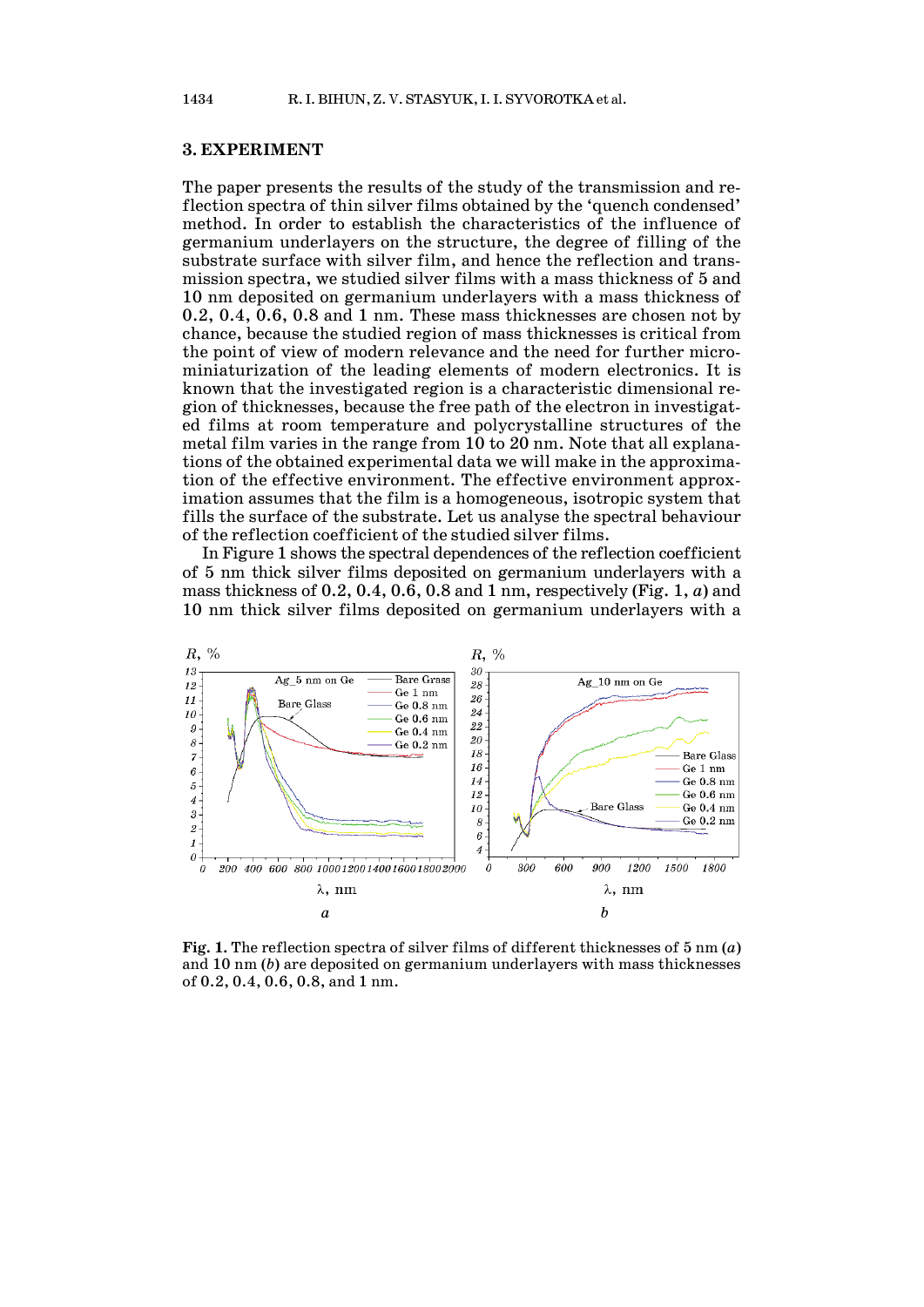## 3. EXPERIMENT

The paper presents the results of the study of the transmission and reflection spectra of thin silver films obtained by the 'quench condensed' method. In order to establish the characteristics of the influence of germanium underlayers on the structure, the degree of filling of the substrate surface with silver film, and hence the reflection and transmission spectra, we studied silver films with a mass thickness of 5 and 10 nm deposited on germanium underlayers with a mass thickness of 0.2, 0.4, 0.6, 0.8 and 1 nm. These mass thicknesses are chosen not by chance, because the studied region of mass thicknesses is critical from the point of view of modern relevance and the need for further microminiaturization of the leading elements of modern electronics. It is known that the investigated region is a characteristic dimensional region of thicknesses, because the free path of the electron in investigated films at room temperature and polycrystalline structures of the metal film varies in the range from 10 to 20 nm. Note that all explanations of the obtained experimental data we will make in the approximation of the effective environment. The effective environment approximation assumes that the film is a homogeneous, isotropic system that fills the surface of the substrate. Let us analyse the spectral behaviour of the reflection coefficient of the studied silver films.

In Figure 1 shows the spectral dependences of the reflection coefficient of 5 nm thick silver films deposited on germanium underlayers with a mass thickness of 0.2, 0.4, 0.6, 0.8 and 1 nm, respectively (Fig. 1, *a*) and 10 nm thick silver films deposited on germanium underlayers with a

**Fig. 1.** The reflection spectra of silver films of different thicknesses of 5 nm (*a*) and 10 nm (*b*) are deposited on germanium underlayers with mass thicknesses of 0.2, 0.4, 0.6, 0.8, and 1 nm.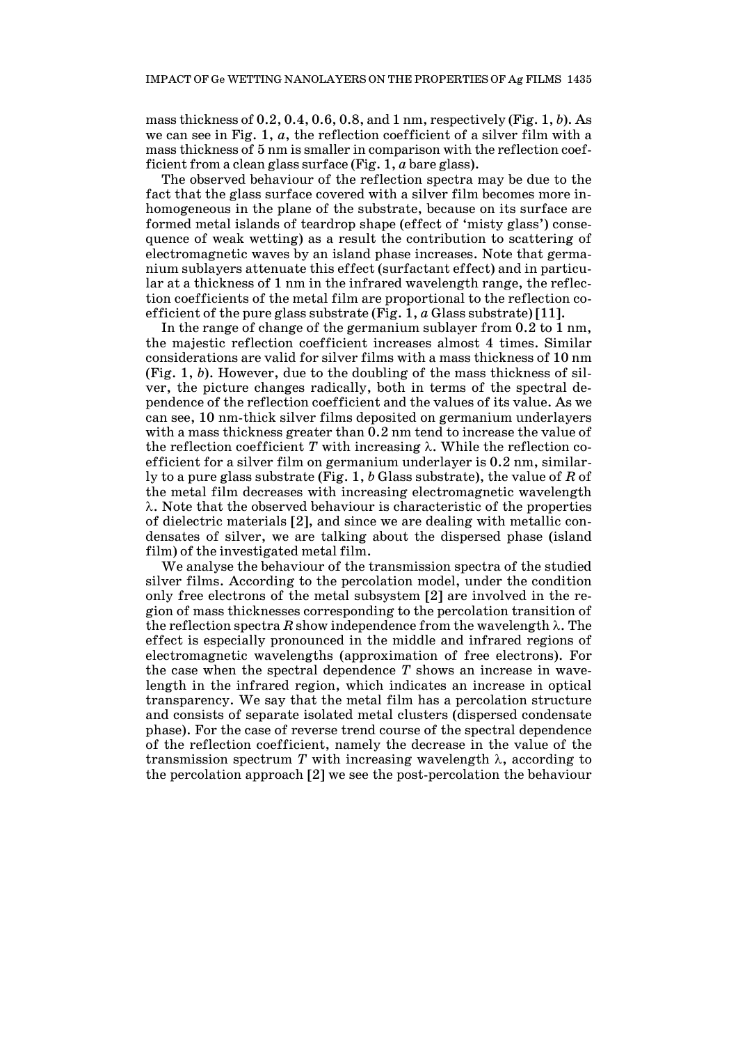mass thickness of 0.2, 0.4, 0.6, 0.8, and 1 nm, respectively (Fig. 1, *b*). As we can see in Fig. 1, *a*, the reflection coefficient of a silver film with a mass thickness of 5 nm is smaller in comparison with the reflection coefficient from a clean glass surface (Fig. 1, *a* bare glass).

The observed behaviour of the reflection spectra may be due to the fact that the glass surface covered with a silver film becomes more inhomogeneous in the plane of the substrate, because on its surface are formed metal islands of teardrop shape (effect of 'misty glass') consequence of weak wetting) as a result the contribution to scattering of electromagnetic waves by an island phase increases. Note that germanium sublayers attenuate this effect (surfactant effect) and in particular at a thickness of 1 nm in the infrared wavelength range, the reflection coefficients of the metal film are proportional to the reflection coefficient of the pure glass substrate (Fig. 1, *a* Glass substrate) [11].

In the range of change of the germanium sublayer from 0.2 to 1 nm, the majestic reflection coefficient increases almost 4 times. Similar considerations are valid for silver films with a mass thickness of 10 nm (Fig. 1, *b*). However, due to the doubling of the mass thickness of silver, the picture changes radically, both in terms of the spectral dependence of the reflection coefficient and the values of its value. As we can see, 10 nm-thick silver films deposited on germanium underlayers with a mass thickness greater than 0.2 nm tend to increase the value of the reflection coefficient $T$ with increasing $\lambda$. While the reflection coefficient for a silver film on germanium underlayer is 0.2 nm, similarly to a pure glass substrate (Fig. 1, *b* Glass substrate), the value of $R$ of the metal film decreases with increasing electromagnetic wavelength $\lambda$. Note that the observed behaviour is characteristic of the properties of dielectric materials [2], and since we are dealing with metallic condensates of silver, we are talking about the dispersed phase (island film) of the investigated metal film.

We analyse the behaviour of the transmission spectra of the studied silver films. According to the percolation model, under the condition only free electrons of the metal subsystem [2] are involved in the region of mass thicknesses corresponding to the percolation transition of the reflection spectra $R$ show independence from the wavelength $\lambda$. The effect is especially pronounced in the middle and infrared regions of electromagnetic wavelengths (approximation of free electrons). For the case when the spectral dependence $T$ shows an increase in wavelength in the infrared region, which indicates an increase in optical transparency. We say that the metal film has a percolation structure and consists of separate isolated metal clusters (dispersed condensate phase). For the case of reverse trend course of the spectral dependence of the reflection coefficient, namely the decrease in the value of the transmission spectrum $T$ with increasing wavelength $\lambda$, according to the percolation approach [2] we see the post-percolation the behaviour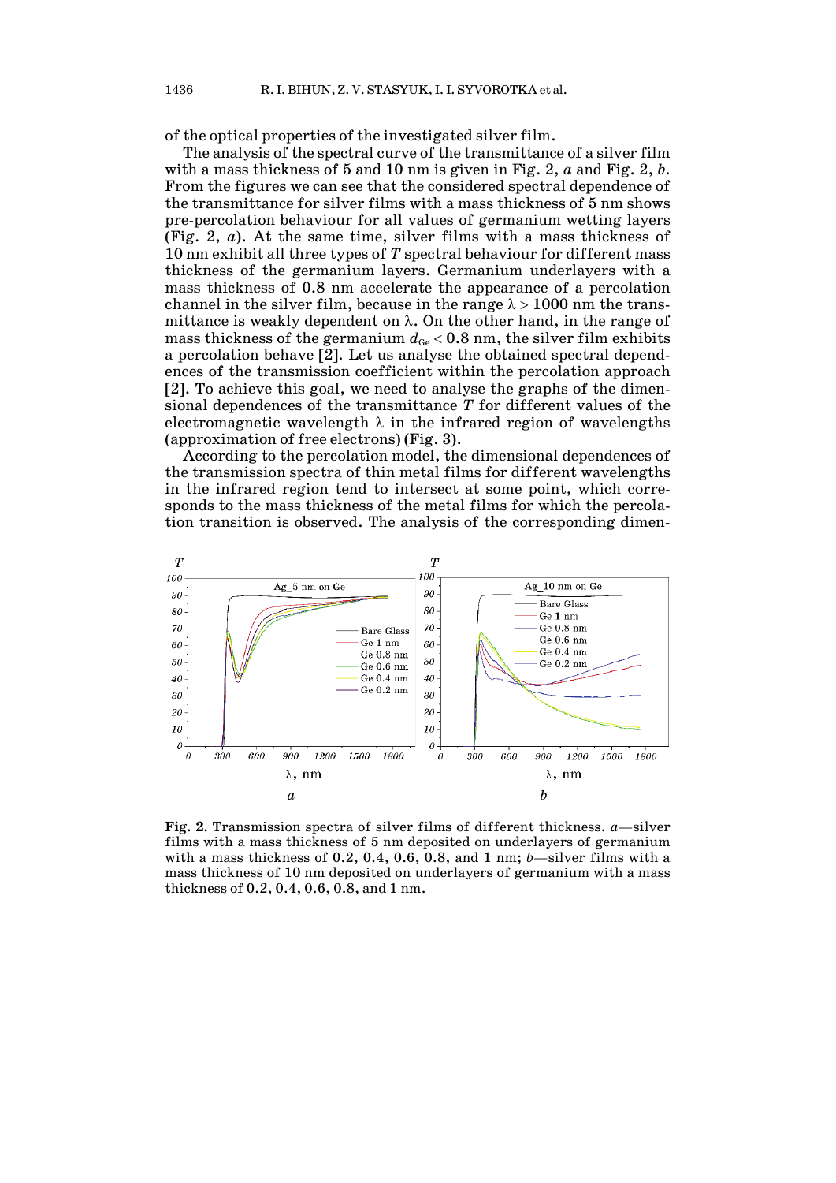of the optical properties of the investigated silver film.

The analysis of the spectral curve of the transmittance of a silver film with a mass thickness of 5 and 10 nm is given in Fig. 2, *a* and Fig. 2, *b*. From the figures we can see that the considered spectral dependence of the transmittance for silver films with a mass thickness of 5 nm shows pre-percolation behaviour for all values of germanium wetting layers (Fig. 2, *a*). At the same time, silver films with a mass thickness of 10 nm exhibit all three types of $T$ spectral behaviour for different mass thickness of the germanium layers. Germanium underlayers with a mass thickness of 0.8 nm accelerate the appearance of a percolation channel in the silver film, because in the range $\lambda > 1000$ nm the transmittance is weakly dependent on $\lambda$. On the other hand, in the range of mass thickness of the germanium $d_{Ge} < 0.8$ nm, the silver film exhibits a percolation behave [2]. Let us analyse the obtained spectral dependences of the transmission coefficient within the percolation approach [2]. To achieve this goal, we need to analyse the graphs of the dimensional dependences of the transmittance $T$ for different values of the electromagnetic wavelength $\lambda$ in the infrared region of wavelengths (approximation of free electrons) (Fig. 3).

According to the percolation model, the dimensional dependences of the transmission spectra of thin metal films for different wavelengths in the infrared region tend to intersect at some point, which corresponds to the mass thickness of the metal films for which the percolation transition is observed. The analysis of the corresponding dimen-

**Fig. 2.** Transmission spectra of silver films of different thickness. *a*—silver films with a mass thickness of 5 nm deposited on underlayers of germanium with a mass thickness of 0.2, 0.4, 0.6, 0.8, and 1 nm; *b*—silver films with a mass thickness of 10 nm deposited on underlayers of germanium with a mass thickness of 0.2, 0.4, 0.6, 0.8, and 1 nm.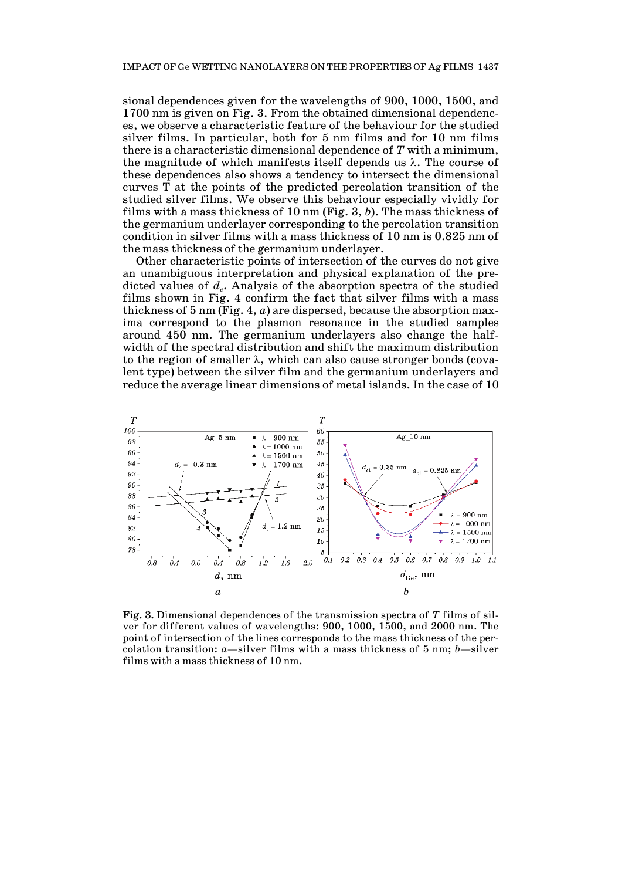sional dependences given for the wavelengths of 900, 1000, 1500, and 1700 nm is given on Fig. 3. From the obtained dimensional dependences, we observe a characteristic feature of the behaviour for the studied silver films. In particular, both for 5 nm films and for 10 nm films there is a characteristic dimensional dependence of $T$ with a minimum, the magnitude of which manifests itself depends us $\lambda$. The course of these dependences also shows a tendency to intersect the dimensional curves T at the points of the predicted percolation transition of the studied silver films. We observe this behaviour especially vividly for films with a mass thickness of 10 nm (Fig. 3, *b*). The mass thickness of the germanium underlayer corresponding to the percolation transition condition in silver films with a mass thickness of 10 nm is 0.825 nm of the mass thickness of the germanium underlayer.

Other characteristic points of intersection of the curves do not give an unambiguous interpretation and physical explanation of the predicted values of $d_c$. Analysis of the absorption spectra of the studied films shown in Fig. 4 confirm the fact that silver films with a mass thickness of 5 nm (Fig. 4, *a*) are dispersed, because the absorption maxima correspond to the plasmon resonance in the studied samples around 450 nm. The germanium underlayers also change the halfwidth of the spectral distribution and shift the maximum distribution to the region of smaller $\lambda$, which can also cause stronger bonds (covalent type) between the silver film and the germanium underlayers and reduce the average linear dimensions of metal islands. In the case of 10

**Fig. 3.** Dimensional dependences of the transmission spectra of $T$ films of silver for different values of wavelengths: 900, 1000, 1500, and 2000 nm. The point of intersection of the lines corresponds to the mass thickness of the percolation transition: *a*—silver films with a mass thickness of 5 nm; *b*—silver films with a mass thickness of 10 nm.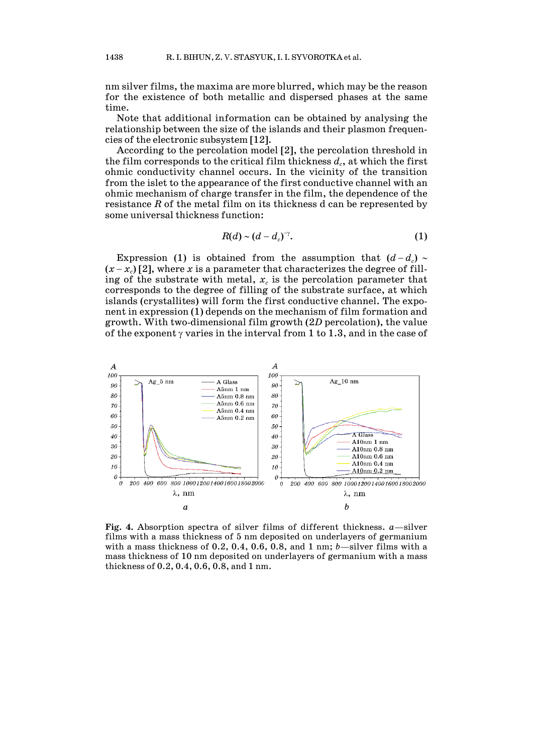nm silver films, the maxima are more blurred, which may be the reason for the existence of both metallic and dispersed phases at the same time.

Note that additional information can be obtained by analysing the relationship between the size of the islands and their plasmon frequencies of the electronic subsystem [12].

According to the percolation model [2], the percolation threshold in the film corresponds to the critical film thickness $d_c$, at which the first ohmic conductivity channel occurs. In the vicinity of the transition from the islet to the appearance of the first conductive channel with an ohmic mechanism of charge transfer in the film, the dependence of the resistance $R$ of the metal film on its thickness d can be represented by some universal thickness function:

$$R(d) \sim (d - d_c)^{-\gamma}. \tag{1}$$

Expression (1) is obtained from the assumption that $(d - d_c) \sim (x - x_c)$ [2], where $x$ is a parameter that characterizes the degree of filling of the substrate with metal, $x_c$ is the percolation parameter that corresponds to the degree of filling of the substrate surface, at which islands (crystallites) will form the first conductive channel. The exponent in expression (1) depends on the mechanism of film formation and growth. With two-dimensional film growth (2*D* percolation), the value of the exponent $\gamma$ varies in the interval from 1 to 1.3, and in the case of

**Fig. 4.** Absorption spectra of silver films of different thickness. *a*—silver films with a mass thickness of 5 nm deposited on underlayers of germanium with a mass thickness of 0.2, 0.4, 0.6, 0.8, and 1 nm; *b*—silver films with a mass thickness of 10 nm deposited on underlayers of germanium with a mass thickness of 0.2, 0.4, 0.6, 0.8, and 1 nm.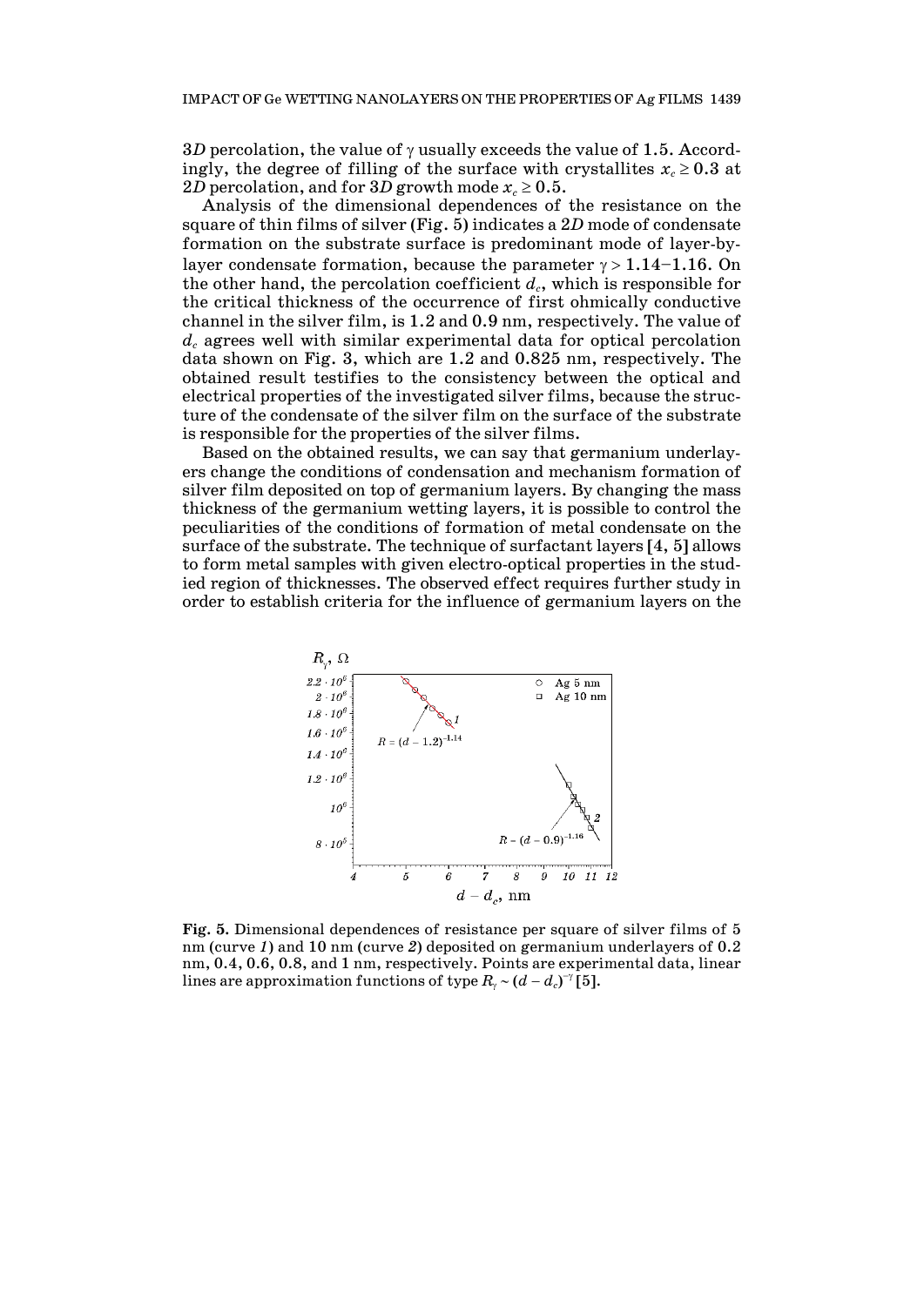$3D$ percolation, the value of $\gamma$ usually exceeds the value of 1.5. Accordingly, the degree of filling of the surface with crystallites $x_c \geq 0.3$ at $2D$ percolation, and for $3D$ growth mode $x_c \geq 0.5$.

Analysis of the dimensional dependences of the resistance on the square of thin films of silver (Fig. 5) indicates a $2D$ mode of condensate formation on the substrate surface is predominant mode of layer-by-layer condensate formation, because the parameter $\gamma > 1.14$–$1.16$. On the other hand, the percolation coefficient $d_c$, which is responsible for the critical thickness of the occurrence of first ohmically conductive channel in the silver film, is 1.2 and 0.9 nm, respectively. The value of $d_c$ agrees well with similar experimental data for optical percolation data shown on Fig. 3, which are 1.2 and 0.825 nm, respectively. The obtained result testifies to the consistency between the optical and electrical properties of the investigated silver films, because the structure of the condensate of the silver film on the surface of the substrate is responsible for the properties of the silver films.

Based on the obtained results, we can say that germanium underlayers change the conditions of condensation and mechanism formation of silver film deposited on top of germanium layers. By changing the mass thickness of the germanium wetting layers, it is possible to control the peculiarities of the conditions of formation of metal condensate on the surface of the substrate. The technique of surfactant layers [4, 5] allows to form metal samples with given electro-optical properties in the studied region of thicknesses. The observed effect requires further study in order to establish criteria for the influence of germanium layers on the

**Fig. 5.** Dimensional dependences of resistance per square of silver films of 5 nm (curve *1*) and 10 nm (curve *2*) deposited on germanium underlayers of 0.2 nm, 0.4, 0.6, 0.8, and 1 nm, respectively. Points are experimental data, linear lines are approximation functions of type $R_\gamma \sim (d - d_c)^{-\gamma}$ [5].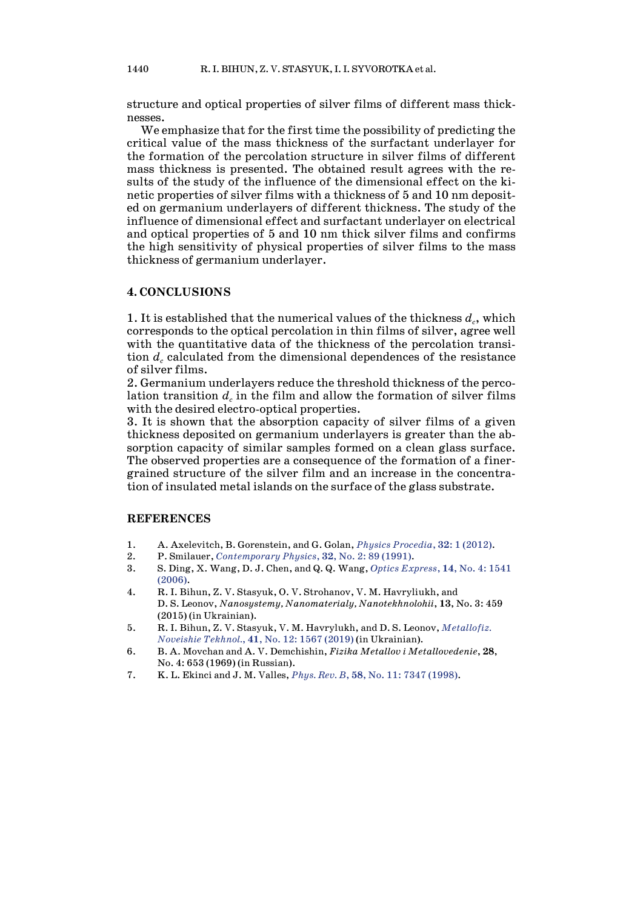structure and optical properties of silver films of different mass thicknesses.

We emphasize that for the first time the possibility of predicting the critical value of the mass thickness of the surfactant underlayer for the formation of the percolation structure in silver films of different mass thickness is presented. The obtained result agrees with the results of the study of the influence of the dimensional effect on the kinetic properties of silver films with a thickness of 5 and 10 nm deposited on germanium underlayers of different thickness. The study of the influence of dimensional effect and surfactant underlayer on electrical and optical properties of 5 and 10 nm thick silver films and confirms the high sensitivity of physical properties of silver films to the mass thickness of germanium underlayer.

## 4. CONCLUSIONS

1. It is established that the numerical values of the thickness $d_c$, which corresponds to the optical percolation in thin films of silver, agree well with the quantitative data of the thickness of the percolation transition $d_c$ calculated from the dimensional dependences of the resistance of silver films.

2. Germanium underlayers reduce the threshold thickness of the percolation transition $d_c$ in the film and allow the formation of silver films with the desired electro-optical properties.

3. It is shown that the absorption capacity of silver films of a given thickness deposited on germanium underlayers is greater than the absorption capacity of similar samples formed on a clean glass surface. The observed properties are a consequence of the formation of a finer-grained structure of the silver film and an increase in the concentration of insulated metal islands on the surface of the glass substrate.

## REFERENCES

1. A. Axelevitch, B. Gorenstein, and G. Golan, *Physics Procedia*, **32**: 1 (2012).
2. P. Smilauer, *Contemporary Physics*, **32**, No. 2: 89 (1991).
3. S. Ding, X. Wang, D. J. Chen, and Q. Q. Wang, *Optics Express*, **14**, No. 4: 1541 (2006).
4. R. I. Bihun, Z. V. Stasyuk, O. V. Strohanov, V. M. Havryliukh, and D. S. Leonov, *Nanosystemy, Nanomaterialy, Nanotekhnolohii*, **13**, No. 3: 459 (2015) (in Ukrainian).
5. R. I. Bihun, Z. V. Stasyuk, V. M. Havrylukh, and D. S. Leonov, *Metallofiz. Noveishie Tekhnol.*, **41**, No. 12: 1567 (2019) (in Ukrainian).
6. B. A. Movchan and A. V. Demchishin, *Fizika Metallov i Metallovedenie*, **28**, No. 4: 653 (1969) (in Russian).
7. K. L. Ekinci and J. M. Valles, *Phys. Rev. B*, **58**, No. 11: 7347 (1998).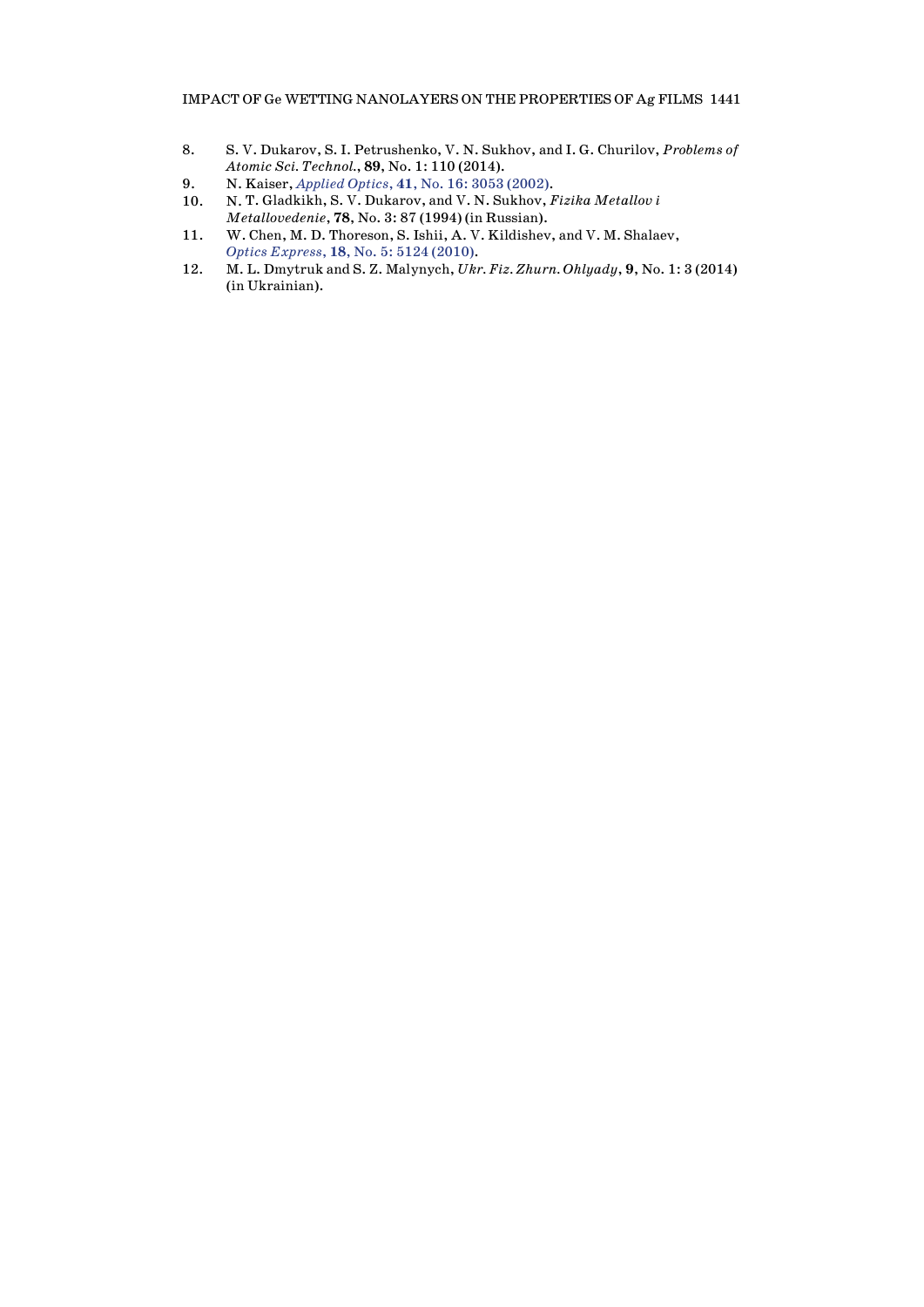8. S. V. Dukarov, S. I. Petrushenko, V. N. Sukhov, and I. G. Churilov, *Problems of Atomic Sci. Technol.*, **89**, No. 1: 110 (2014).
9. N. Kaiser, *Applied Optics*, **41**, No. 16: 3053 (2002).
10. N. T. Gladkikh, S. V. Dukarov, and V. N. Sukhov, *Fizika Metallov i Metallovedenie*, **78**, No. 3: 87 (1994) (in Russian).
11. W. Chen, M. D. Thoreson, S. Ishii, A. V. Kildishev, and V. M. Shalaev, *Optics Express*, **18**, No. 5: 5124 (2010).
12. M. L. Dmytruk and S. Z. Malynych, *Ukr. Fiz. Zhurn. Ohlyady*, **9**, No. 1: 3 (2014) (in Ukrainian).